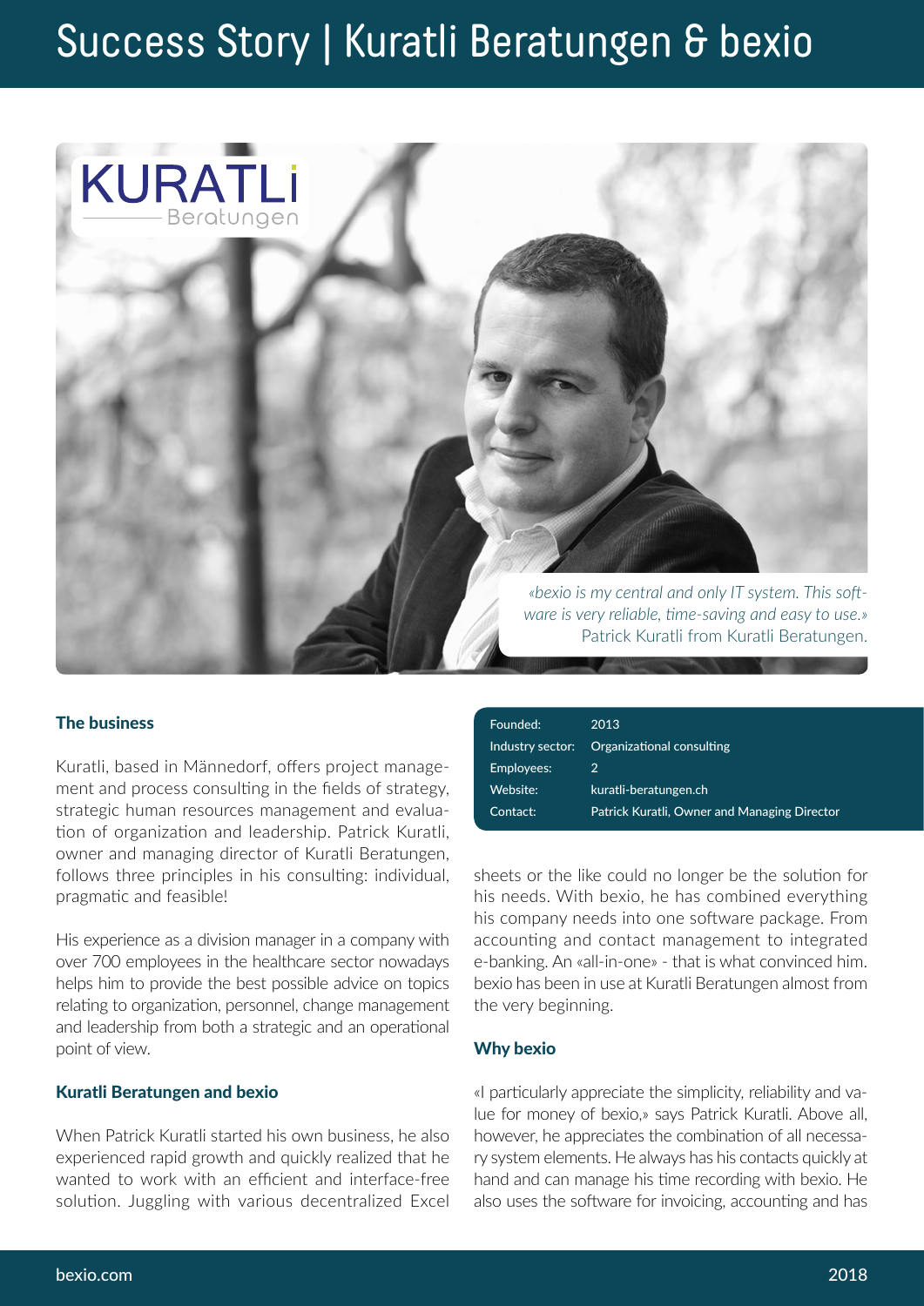# Success Story | Kuratli Beratungen & bexio

*«bexio is my central and only IT system. This software is very reliable, time-saving and easy to use.»* Patrick Kuratli from Kuratli Beratungen.

| | |
|---|---|
| Founded: | 2013 |
| Industry sector: | Organizational consulting |
| Employees: | 2 |
| Website: | kuratli-beratungen.ch |
| Contact: | Patrick Kuratli, Owner and Managing Director |

## The business

Kuratli, based in Männedorf, offers project management and process consulting in the fields of strategy, strategic human resources management and evaluation of organization and leadership. Patrick Kuratli, owner and managing director of Kuratli Beratungen, follows three principles in his consulting: individual, pragmatic and feasible!

His experience as a division manager in a company with over 700 employees in the healthcare sector nowadays helps him to provide the best possible advice on topics relating to organization, personnel, change management and leadership from both a strategic and an operational point of view.

## Kuratli Beratungen and bexio

When Patrick Kuratli started his own business, he also experienced rapid growth and quickly realized that he wanted to work with an efficient and interface-free solution. Juggling with various decentralized Excel sheets or the like could no longer be the solution for his needs. With bexio, he has combined everything his company needs into one software package. From accounting and contact management to integrated e-banking. An «all-in-one» - that is what convinced him. bexio has been in use at Kuratli Beratungen almost from the very beginning.

## Why bexio

«I particularly appreciate the simplicity, reliability and value for money of bexio,» says Patrick Kuratli. Above all, however, he appreciates the combination of all necessary system elements. He always has his contacts quickly at hand and can manage his time recording with bexio. He also uses the software for invoicing, accounting and has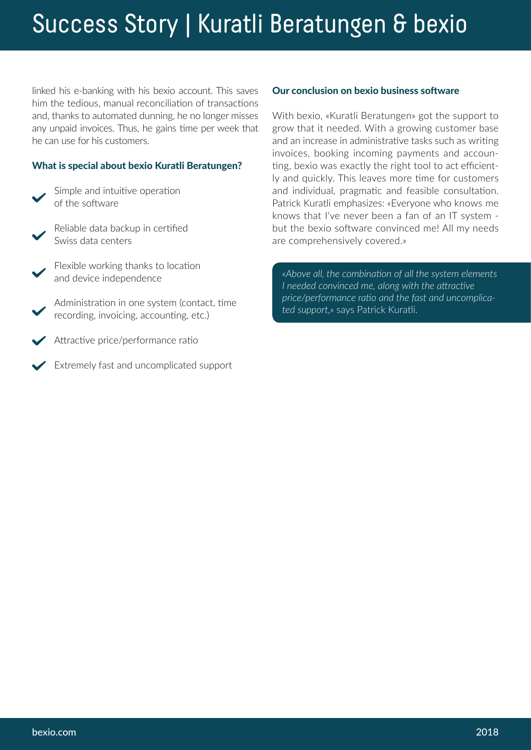linked his e-banking with his bexio account. This saves him the tedious, manual reconciliation of transactions and, thanks to automated dunning, he no longer misses any unpaid invoices. Thus, he gains time per week that he can use for his customers.

**What is special about bexio Kuratli Beratungen?**

- Simple and intuitive operation of the software
- Reliable data backup in certified Swiss data centers
- Flexible working thanks to location and device independence
- Administration in one system (contact, time recording, invoicing, accounting, etc.)
- Attractive price/performance ratio
- Extremely fast and uncomplicated support

**Our conclusion on bexio business software**

With bexio, «Kuratli Beratungen» got the support to grow that it needed. With a growing customer base and an increase in administrative tasks such as writing invoices, booking incoming payments and accounting, bexio was exactly the right tool to act efficiently and quickly. This leaves more time for customers and individual, pragmatic and feasible consultation. Patrick Kuratli emphasizes: «Everyone who knows me knows that I've never been a fan of an IT system - but the bexio software convinced me! All my needs are comprehensively covered.»

> *«Above all, the combination of all the system elements I needed convinced me, along with the attractive price/performance ratio and the fast and uncomplicated support,»* says Patrick Kuratli.